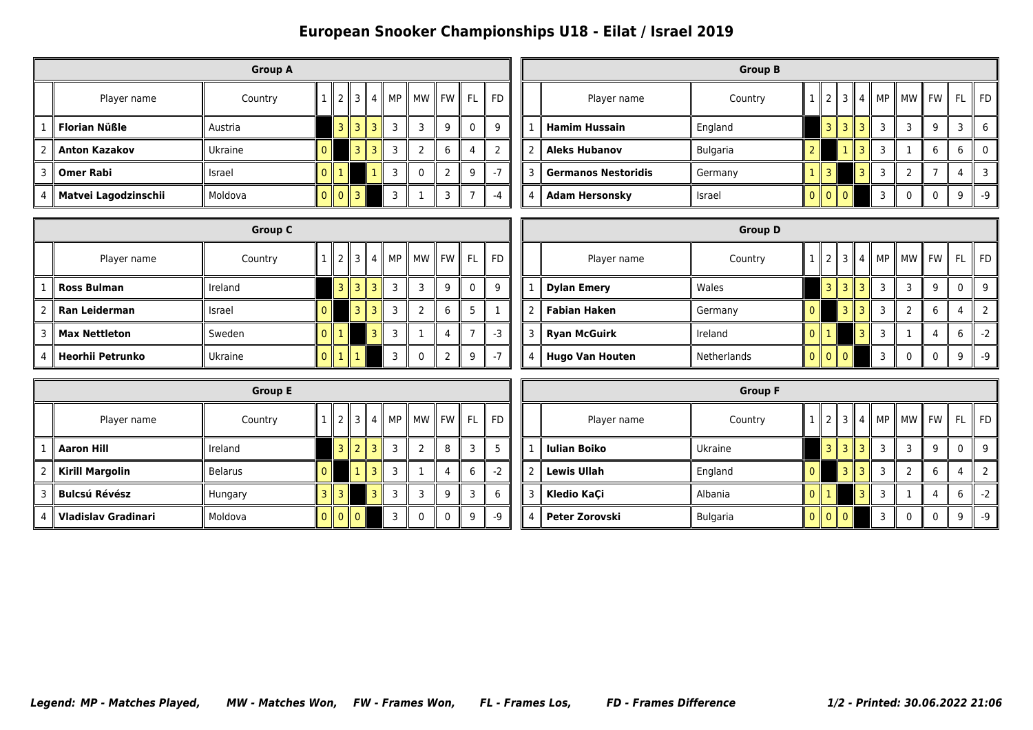# European Snooker Championships U18 - Eilat / Israel 2019

| Group A | | | | | | | | | | | |
|---|---|---|---|---|---|---|---|---|---|---|---|
| | Player name | Country | 1 | 2 | 3 | 4 | MP | MW | FW | FL | FD |
| 1 | **Florian Nüßle** | Austria | | 3 | 3 | 3 | 3 | 3 | 9 | 0 | 9 |
| 2 | **Anton Kazakov** | Ukraine | 0 | | 3 | 3 | 3 | 2 | 6 | 4 | 2 |
| 3 | **Omer Rabi** | Israel | 0 | 1 | | 1 | 3 | 0 | 2 | 9 | -7 |
| 4 | **Matvei Lagodzinschii** | Moldova | 0 | 0 | 3 | | 3 | 1 | 3 | 7 | -4 |

| Group B | | | | | | | | | | | |
|---|---|---|---|---|---|---|---|---|---|---|---|
| | Player name | Country | 1 | 2 | 3 | 4 | MP | MW | FW | FL | FD |
| 1 | **Hamim Hussain** | England | | 3 | 3 | 3 | 3 | 3 | 9 | 3 | 6 |
| 2 | **Aleks Hubanov** | Bulgaria | 2 | | 1 | 3 | 3 | 1 | 6 | 6 | 0 |
| 3 | **Germanos Nestoridis** | Germany | 1 | 3 | | 3 | 3 | 2 | 7 | 4 | 3 |
| 4 | **Adam Hersonsky** | Israel | 0 | 0 | 0 | | 3 | 0 | 0 | 9 | -9 |

| Group C | | | | | | | | | | | |
|---|---|---|---|---|---|---|---|---|---|---|---|
| | Player name | Country | 1 | 2 | 3 | 4 | MP | MW | FW | FL | FD |
| 1 | **Ross Bulman** | Ireland | | 3 | 3 | 3 | 3 | 3 | 9 | 0 | 9 |
| 2 | **Ran Leiderman** | Israel | 0 | | 3 | 3 | 3 | 2 | 6 | 5 | 1 |
| 3 | **Max Nettleton** | Sweden | 0 | 1 | | 3 | 3 | 1 | 4 | 7 | -3 |
| 4 | **Heorhii Petrunko** | Ukraine | 0 | 1 | 1 | | 3 | 0 | 2 | 9 | -7 |

| Group D | | | | | | | | | | | |
|---|---|---|---|---|---|---|---|---|---|---|---|
| | Player name | Country | 1 | 2 | 3 | 4 | MP | MW | FW | FL | FD |
| 1 | **Dylan Emery** | Wales | | 3 | 3 | 3 | 3 | 3 | 9 | 0 | 9 |
| 2 | **Fabian Haken** | Germany | 0 | | 3 | 3 | 3 | 2 | 6 | 4 | 2 |
| 3 | **Ryan McGuirk** | Ireland | 0 | 1 | | 3 | 3 | 1 | 4 | 6 | -2 |
| 4 | **Hugo Van Houten** | Netherlands | 0 | 0 | 0 | | 3 | 0 | 0 | 9 | -9 |

| Group E | | | | | | | | | | | |
|---|---|---|---|---|---|---|---|---|---|---|---|
| | Player name | Country | 1 | 2 | 3 | 4 | MP | MW | FW | FL | FD |
| 1 | **Aaron Hill** | Ireland | | 3 | 2 | 3 | 3 | 2 | 8 | 3 | 5 |
| 2 | **Kirill Margolin** | Belarus | 0 | | 1 | 3 | 3 | 1 | 4 | 6 | -2 |
| 3 | **Bulcsú Révész** | Hungary | 3 | 3 | | 3 | 3 | 3 | 9 | 3 | 6 |
| 4 | **Vladislav Gradinari** | Moldova | 0 | 0 | 0 | | 3 | 0 | 0 | 9 | -9 |

| Group F | | | | | | | | | | | |
|---|---|---|---|---|---|---|---|---|---|---|---|
| | Player name | Country | 1 | 2 | 3 | 4 | MP | MW | FW | FL | FD |
| 1 | **Iulian Boiko** | Ukraine | | 3 | 3 | 3 | 3 | 3 | 9 | 0 | 9 |
| 2 | **Lewis Ullah** | England | 0 | | 3 | 3 | 3 | 2 | 6 | 4 | 2 |
| 3 | **Kledio KaÇi** | Albania | 0 | 1 | | 3 | 3 | 1 | 4 | 6 | -2 |
| 4 | **Peter Zorovski** | Bulgaria | 0 | 0 | 0 | | 3 | 0 | 0 | 9 | -9 |

***Legend: MP - Matches Played, MW - Matches Won, FW - Frames Won, FL - Frames Los, FD - Frames Difference***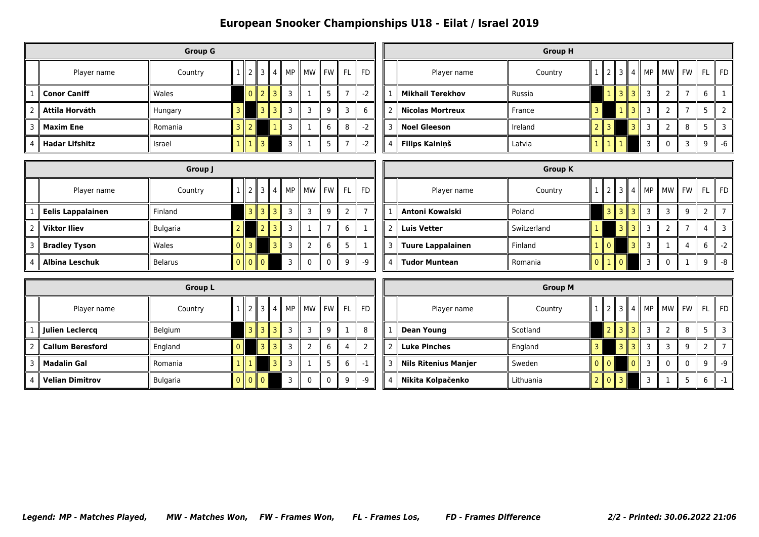# European Snooker Championships U18 - Eilat / Israel 2019

| Group G | | | | | | | | | | | |
|---|---|---|---|---|---|---|---|---|---|---|---|
| | Player name | Country | 1 | 2 | 3 | 4 | MP | MW | FW | FL | FD |
| 1 | **Conor Caniff** | Wales | | 0 | 2 | 3 | 3 | 1 | 5 | 7 | -2 |
| 2 | **Attila Horváth** | Hungary | 3 | | 3 | 3 | 3 | 3 | 9 | 3 | 6 |
| 3 | **Maxim Ene** | Romania | 3 | 2 | | 1 | 3 | 1 | 6 | 8 | -2 |
| 4 | **Hadar Lifshitz** | Israel | 1 | 1 | 3 | | 3 | 1 | 5 | 7 | -2 |

| Group H | | | | | | | | | | | |
|---|---|---|---|---|---|---|---|---|---|---|---|
| | Player name | Country | 1 | 2 | 3 | 4 | MP | MW | FW | FL | FD |
| 1 | **Mikhail Terekhov** | Russia | | 1 | 3 | 3 | 3 | 2 | 7 | 6 | 1 |
| 2 | **Nicolas Mortreux** | France | 3 | | 1 | 3 | 3 | 2 | 7 | 5 | 2 |
| 3 | **Noel Gleeson** | Ireland | 2 | 3 | | 3 | 3 | 2 | 8 | 5 | 3 |
| 4 | **Filips Kalniņš** | Latvia | 1 | 1 | 1 | | 3 | 0 | 3 | 9 | -6 |

| Group J | | | | | | | | | | | |
|---|---|---|---|---|---|---|---|---|---|---|---|
| | Player name | Country | 1 | 2 | 3 | 4 | MP | MW | FW | FL | FD |
| 1 | **Eelis Lappalainen** | Finland | | 3 | 3 | 3 | 3 | 3 | 9 | 2 | 7 |
| 2 | **Viktor Iliev** | Bulgaria | 2 | | 2 | 3 | 3 | 1 | 7 | 6 | 1 |
| 3 | **Bradley Tyson** | Wales | 0 | 3 | | 3 | 3 | 2 | 6 | 5 | 1 |
| 4 | **Albina Leschuk** | Belarus | 0 | 0 | 0 | | 3 | 0 | 0 | 9 | -9 |

| Group K | | | | | | | | | | | |
|---|---|---|---|---|---|---|---|---|---|---|---|
| | Player name | Country | 1 | 2 | 3 | 4 | MP | MW | FW | FL | FD |
| 1 | **Antoni Kowalski** | Poland | | 3 | 3 | 3 | 3 | 3 | 9 | 2 | 7 |
| 2 | **Luis Vetter** | Switzerland | 1 | | 3 | 3 | 3 | 2 | 7 | 4 | 3 |
| 3 | **Tuure Lappalainen** | Finland | 1 | 0 | | 3 | 3 | 1 | 4 | 6 | -2 |
| 4 | **Tudor Muntean** | Romania | 0 | 1 | 0 | | 3 | 0 | 1 | 9 | -8 |

| Group L | | | | | | | | | | | |
|---|---|---|---|---|---|---|---|---|---|---|---|
| | Player name | Country | 1 | 2 | 3 | 4 | MP | MW | FW | FL | FD |
| 1 | **Julien Leclercq** | Belgium | | 3 | 3 | 3 | 3 | 3 | 9 | 1 | 8 |
| 2 | **Callum Beresford** | England | 0 | | 3 | 3 | 3 | 2 | 6 | 4 | 2 |
| 3 | **Madalin Gal** | Romania | 1 | 1 | | 3 | 3 | 1 | 5 | 6 | -1 |
| 4 | **Velian Dimitrov** | Bulgaria | 0 | 0 | 0 | | 3 | 0 | 0 | 9 | -9 |

| Group M | | | | | | | | | | | |
|---|---|---|---|---|---|---|---|---|---|---|---|
| | Player name | Country | 1 | 2 | 3 | 4 | MP | MW | FW | FL | FD |
| 1 | **Dean Young** | Scotland | | 2 | 3 | 3 | 3 | 2 | 8 | 5 | 3 |
| 2 | **Luke Pinches** | England | 3 | | 3 | 3 | 3 | 3 | 9 | 2 | 7 |
| 3 | **Nils Ritenius Manjer** | Sweden | 0 | 0 | | 0 | 3 | 0 | 0 | 9 | -9 |
| 4 | **Nikita Kolpačenko** | Lithuania | 2 | 0 | 3 | | 3 | 1 | 5 | 6 | -1 |

***Legend: MP - Matches Played, MW - Matches Won, FW - Frames Won, FL - Frames Los, FD - Frames Difference***